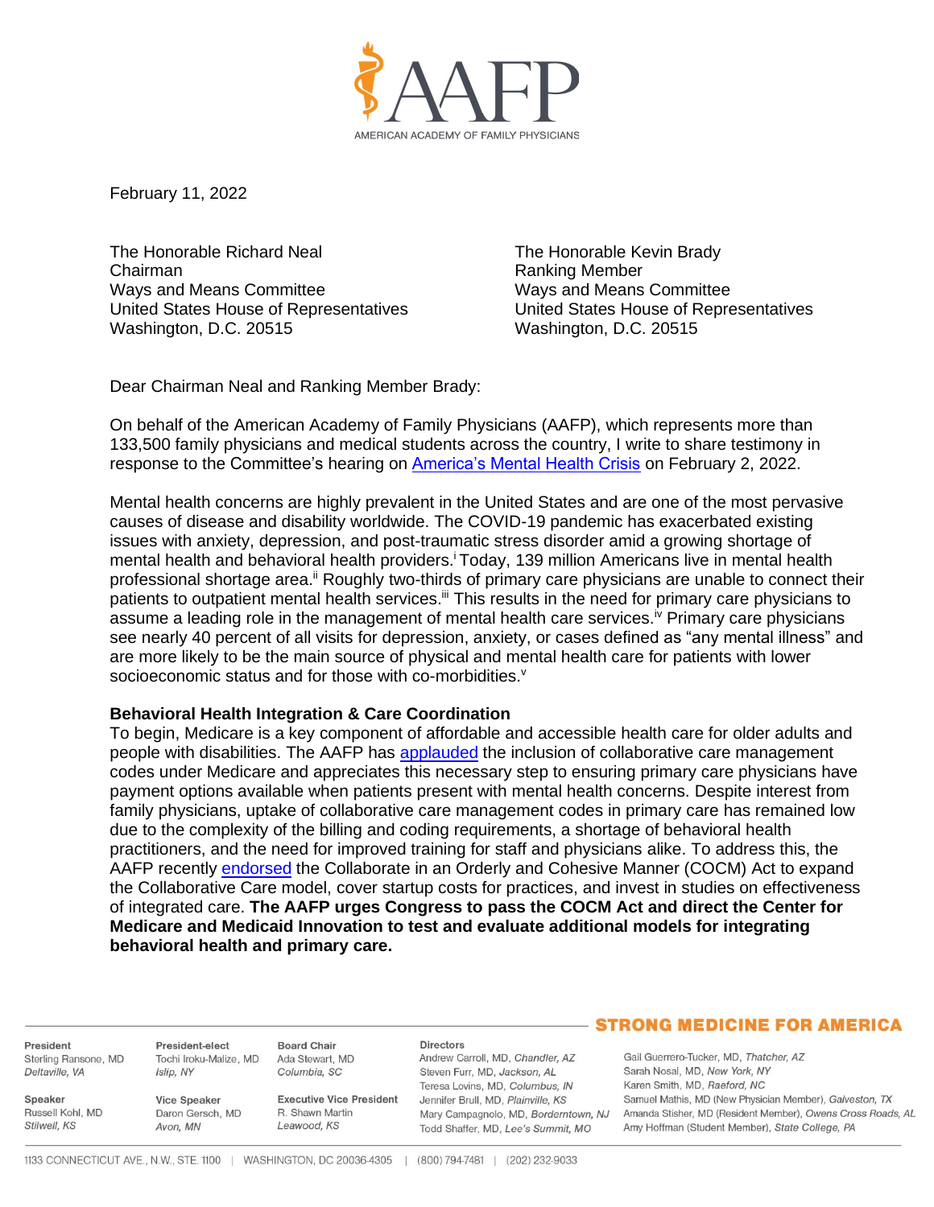February 11, 2022

The Honorable Richard Neal
Chairman
Ways and Means Committee
United States House of Representatives
Washington, D.C. 20515

The Honorable Kevin Brady
Ranking Member
Ways and Means Committee
United States House of Representatives
Washington, D.C. 20515

Dear Chairman Neal and Ranking Member Brady:

On behalf of the American Academy of Family Physicians (AAFP), which represents more than 133,500 family physicians and medical students across the country, I write to share testimony in response to the Committee's hearing on America's Mental Health Crisis on February 2, 2022.

Mental health concerns are highly prevalent in the United States and are one of the most pervasive causes of disease and disability worldwide. The COVID-19 pandemic has exacerbated existing issues with anxiety, depression, and post-traumatic stress disorder amid a growing shortage of mental health and behavioral health providers.[i] Today, 139 million Americans live in mental health professional shortage area.[ii] Roughly two-thirds of primary care physicians are unable to connect their patients to outpatient mental health services.[iii] This results in the need for primary care physicians to assume a leading role in the management of mental health care services.[iv] Primary care physicians see nearly 40 percent of all visits for depression, anxiety, or cases defined as "any mental illness" and are more likely to be the main source of physical and mental health care for patients with lower socioeconomic status and for those with co-morbidities.[v]

**Behavioral Health Integration & Care Coordination**

To begin, Medicare is a key component of affordable and accessible health care for older adults and people with disabilities. The AAFP has applauded the inclusion of collaborative care management codes under Medicare and appreciates this necessary step to ensuring primary care physicians have payment options available when patients present with mental health concerns. Despite interest from family physicians, uptake of collaborative care management codes in primary care has remained low due to the complexity of the billing and coding requirements, a shortage of behavioral health practitioners, and the need for improved training for staff and physicians alike. To address this, the AAFP recently endorsed the Collaborate in an Orderly and Cohesive Manner (COCM) Act to expand the Collaborative Care model, cover startup costs for practices, and invest in studies on effectiveness of integrated care. **The AAFP urges Congress to pass the COCM Act and direct the Center for Medicare and Medicaid Innovation to test and evaluate additional models for integrating behavioral health and primary care.**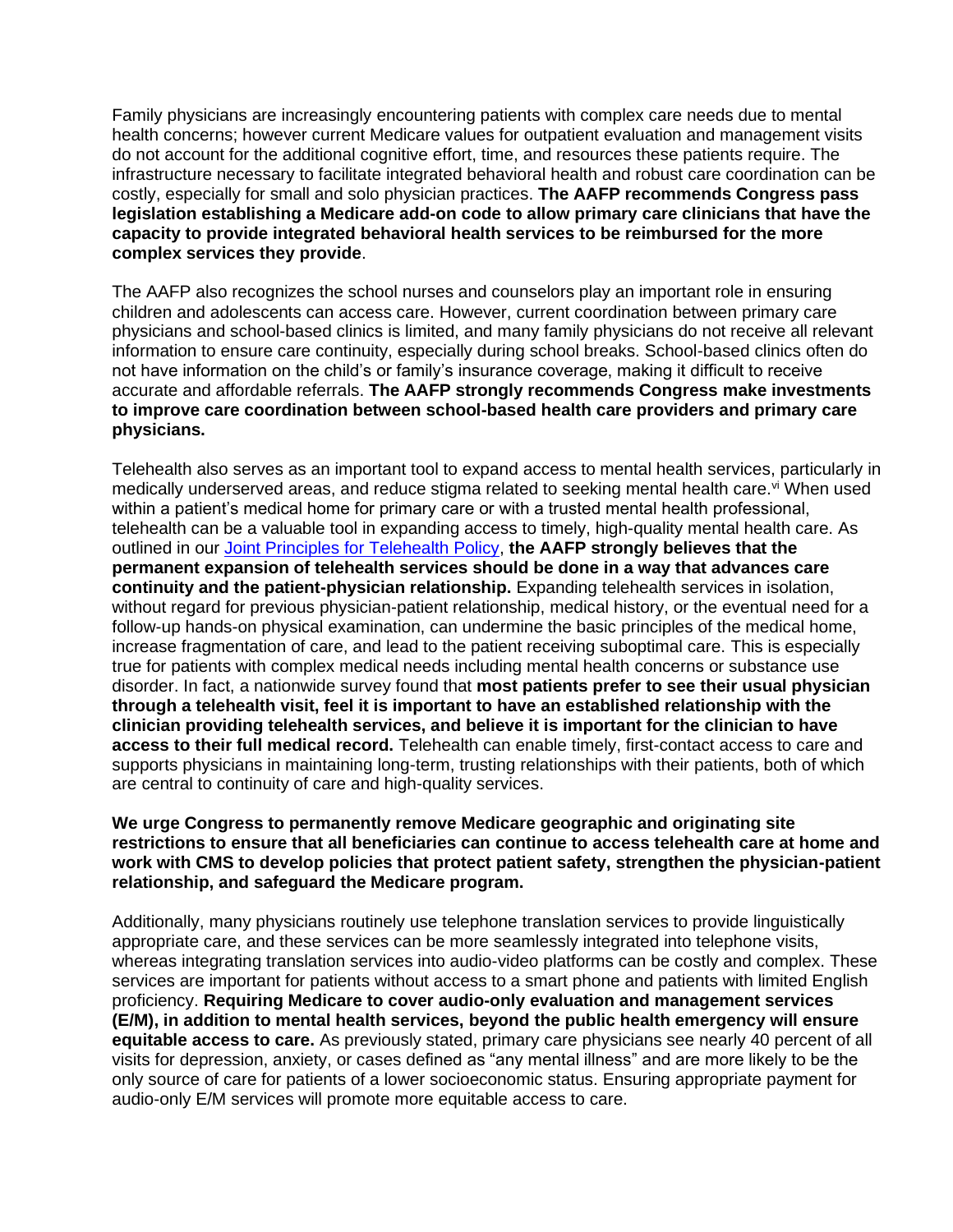Family physicians are increasingly encountering patients with complex care needs due to mental health concerns; however current Medicare values for outpatient evaluation and management visits do not account for the additional cognitive effort, time, and resources these patients require. The infrastructure necessary to facilitate integrated behavioral health and robust care coordination can be costly, especially for small and solo physician practices. **The AAFP recommends Congress pass legislation establishing a Medicare add-on code to allow primary care clinicians that have the capacity to provide integrated behavioral health services to be reimbursed for the more complex services they provide**.

The AAFP also recognizes the school nurses and counselors play an important role in ensuring children and adolescents can access care. However, current coordination between primary care physicians and school-based clinics is limited, and many family physicians do not receive all relevant information to ensure care continuity, especially during school breaks. School-based clinics often do not have information on the child's or family's insurance coverage, making it difficult to receive accurate and affordable referrals. **The AAFP strongly recommends Congress make investments to improve care coordination between school-based health care providers and primary care physicians.**

Telehealth also serves as an important tool to expand access to mental health services, particularly in medically underserved areas, and reduce stigma related to seeking mental health care.[vi] When used within a patient's medical home for primary care or with a trusted mental health professional, telehealth can be a valuable tool in expanding access to timely, high-quality mental health care. As outlined in our [Joint Principles for Telehealth Policy](), **the AAFP strongly believes that the permanent expansion of telehealth services should be done in a way that advances care continuity and the patient-physician relationship.** Expanding telehealth services in isolation, without regard for previous physician-patient relationship, medical history, or the eventual need for a follow-up hands-on physical examination, can undermine the basic principles of the medical home, increase fragmentation of care, and lead to the patient receiving suboptimal care. This is especially true for patients with complex medical needs including mental health concerns or substance use disorder. In fact, a nationwide survey found that **most patients prefer to see their usual physician through a telehealth visit, feel it is important to have an established relationship with the clinician providing telehealth services, and believe it is important for the clinician to have access to their full medical record.** Telehealth can enable timely, first-contact access to care and supports physicians in maintaining long-term, trusting relationships with their patients, both of which are central to continuity of care and high-quality services.

**We urge Congress to permanently remove Medicare geographic and originating site restrictions to ensure that all beneficiaries can continue to access telehealth care at home and work with CMS to develop policies that protect patient safety, strengthen the physician-patient relationship, and safeguard the Medicare program.**

Additionally, many physicians routinely use telephone translation services to provide linguistically appropriate care, and these services can be more seamlessly integrated into telephone visits, whereas integrating translation services into audio-video platforms can be costly and complex. These services are important for patients without access to a smart phone and patients with limited English proficiency. **Requiring Medicare to cover audio-only evaluation and management services (E/M), in addition to mental health services, beyond the public health emergency will ensure equitable access to care.** As previously stated, primary care physicians see nearly 40 percent of all visits for depression, anxiety, or cases defined as "any mental illness" and are more likely to be the only source of care for patients of a lower socioeconomic status. Ensuring appropriate payment for audio-only E/M services will promote more equitable access to care.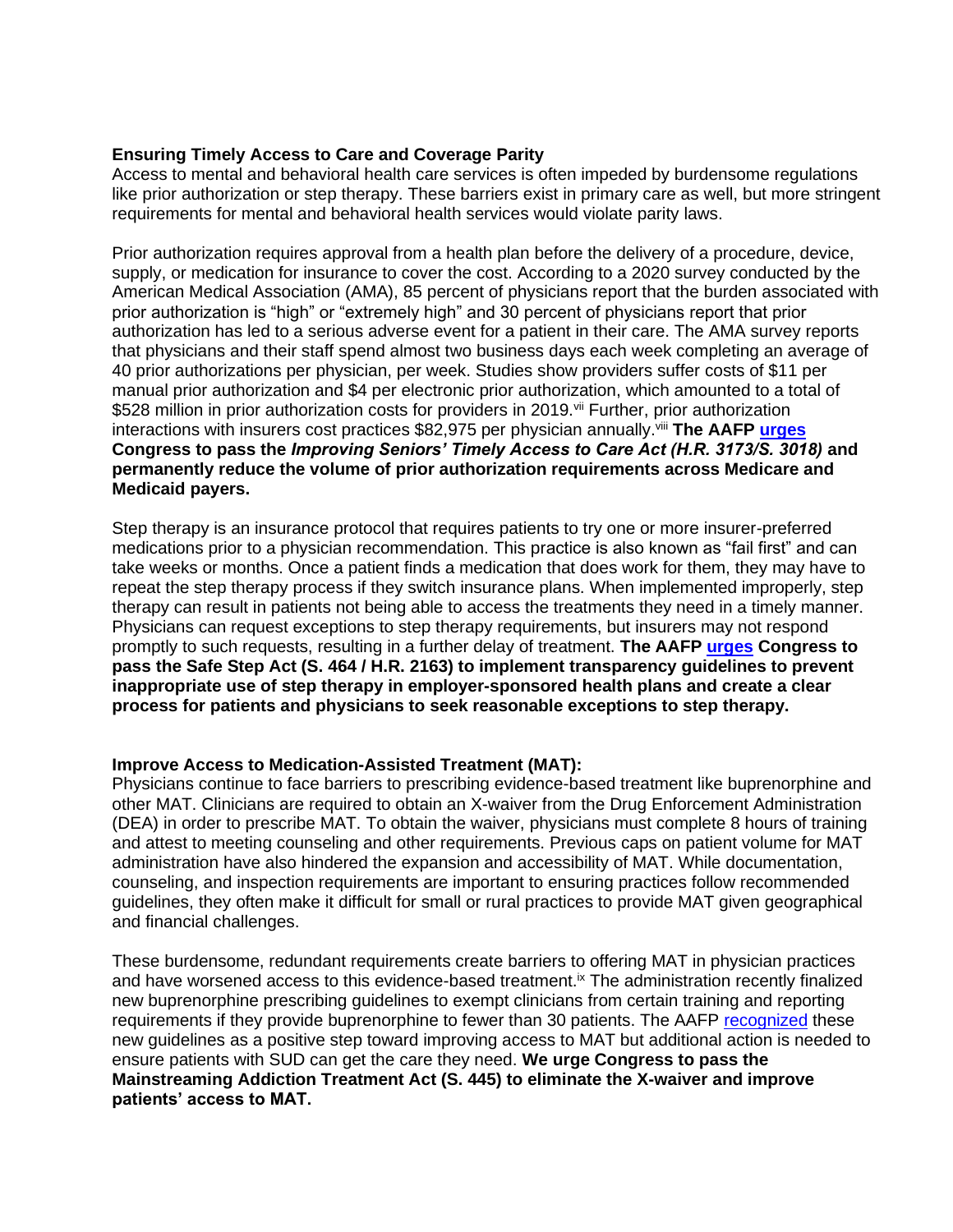### Ensuring Timely Access to Care and Coverage Parity

Access to mental and behavioral health care services is often impeded by burdensome regulations like prior authorization or step therapy. These barriers exist in primary care as well, but more stringent requirements for mental and behavioral health services would violate parity laws.

Prior authorization requires approval from a health plan before the delivery of a procedure, device, supply, or medication for insurance to cover the cost. According to a 2020 survey conducted by the American Medical Association (AMA), 85 percent of physicians report that the burden associated with prior authorization is "high" or "extremely high" and 30 percent of physicians report that prior authorization has led to a serious adverse event for a patient in their care. The AMA survey reports that physicians and their staff spend almost two business days each week completing an average of 40 prior authorizations per physician, per week. Studies show providers suffer costs of $11 per manual prior authorization and $4 per electronic prior authorization, which amounted to a total of $528 million in prior authorization costs for providers in 2019.[vii] Further, prior authorization interactions with insurers cost practices $82,975 per physician annually.[viii] **The AAFP urges Congress to pass the *Improving Seniors' Timely Access to Care Act (H.R. 3173/S. 3018)* and permanently reduce the volume of prior authorization requirements across Medicare and Medicaid payers.**

Step therapy is an insurance protocol that requires patients to try one or more insurer-preferred medications prior to a physician recommendation. This practice is also known as "fail first" and can take weeks or months. Once a patient finds a medication that does work for them, they may have to repeat the step therapy process if they switch insurance plans. When implemented improperly, step therapy can result in patients not being able to access the treatments they need in a timely manner. Physicians can request exceptions to step therapy requirements, but insurers may not respond promptly to such requests, resulting in a further delay of treatment. **The AAFP urges Congress to pass the Safe Step Act (S. 464 / H.R. 2163) to implement transparency guidelines to prevent inappropriate use of step therapy in employer-sponsored health plans and create a clear process for patients and physicians to seek reasonable exceptions to step therapy.**

### Improve Access to Medication-Assisted Treatment (MAT):

Physicians continue to face barriers to prescribing evidence-based treatment like buprenorphine and other MAT. Clinicians are required to obtain an X-waiver from the Drug Enforcement Administration (DEA) in order to prescribe MAT. To obtain the waiver, physicians must complete 8 hours of training and attest to meeting counseling and other requirements. Previous caps on patient volume for MAT administration have also hindered the expansion and accessibility of MAT. While documentation, counseling, and inspection requirements are important to ensuring practices follow recommended guidelines, they often make it difficult for small or rural practices to provide MAT given geographical and financial challenges.

These burdensome, redundant requirements create barriers to offering MAT in physician practices and have worsened access to this evidence-based treatment.[ix] The administration recently finalized new buprenorphine prescribing guidelines to exempt clinicians from certain training and reporting requirements if they provide buprenorphine to fewer than 30 patients. The AAFP recognized these new guidelines as a positive step toward improving access to MAT but additional action is needed to ensure patients with SUD can get the care they need. **We urge Congress to pass the Mainstreaming Addiction Treatment Act (S. 445) to eliminate the X-waiver and improve patients' access to MAT.**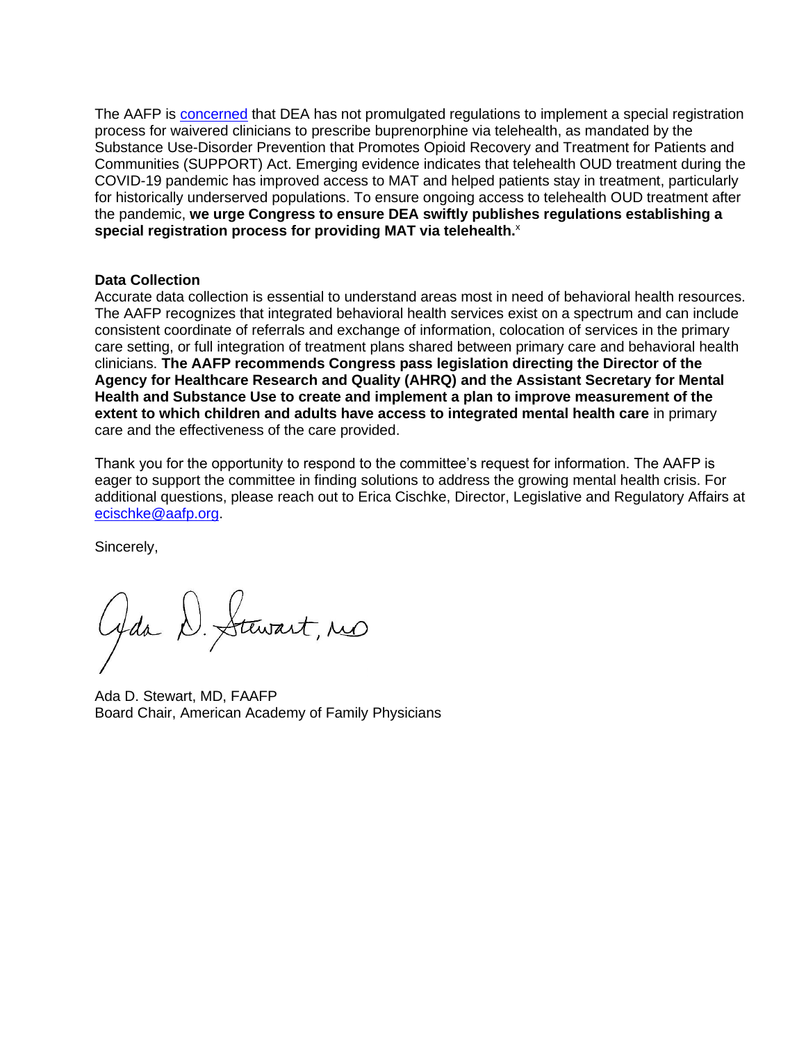The AAFP is concerned that DEA has not promulgated regulations to implement a special registration process for waivered clinicians to prescribe buprenorphine via telehealth, as mandated by the Substance Use-Disorder Prevention that Promotes Opioid Recovery and Treatment for Patients and Communities (SUPPORT) Act. Emerging evidence indicates that telehealth OUD treatment during the COVID-19 pandemic has improved access to MAT and helped patients stay in treatment, particularly for historically underserved populations. To ensure ongoing access to telehealth OUD treatment after the pandemic, **we urge Congress to ensure DEA swiftly publishes regulations establishing a special registration process for providing MAT via telehealth.**[x]

**Data Collection**

Accurate data collection is essential to understand areas most in need of behavioral health resources. The AAFP recognizes that integrated behavioral health services exist on a spectrum and can include consistent coordinate of referrals and exchange of information, colocation of services in the primary care setting, or full integration of treatment plans shared between primary care and behavioral health clinicians. **The AAFP recommends Congress pass legislation directing the Director of the Agency for Healthcare Research and Quality (AHRQ) and the Assistant Secretary for Mental Health and Substance Use to create and implement a plan to improve measurement of the extent to which children and adults have access to integrated mental health care** in primary care and the effectiveness of the care provided.

Thank you for the opportunity to respond to the committee's request for information. The AAFP is eager to support the committee in finding solutions to address the growing mental health crisis. For additional questions, please reach out to Erica Cischke, Director, Legislative and Regulatory Affairs at ecischke@aafp.org.

Sincerely,

Ada D. Stewart, MD

Ada D. Stewart, MD, FAAFP
Board Chair, American Academy of Family Physicians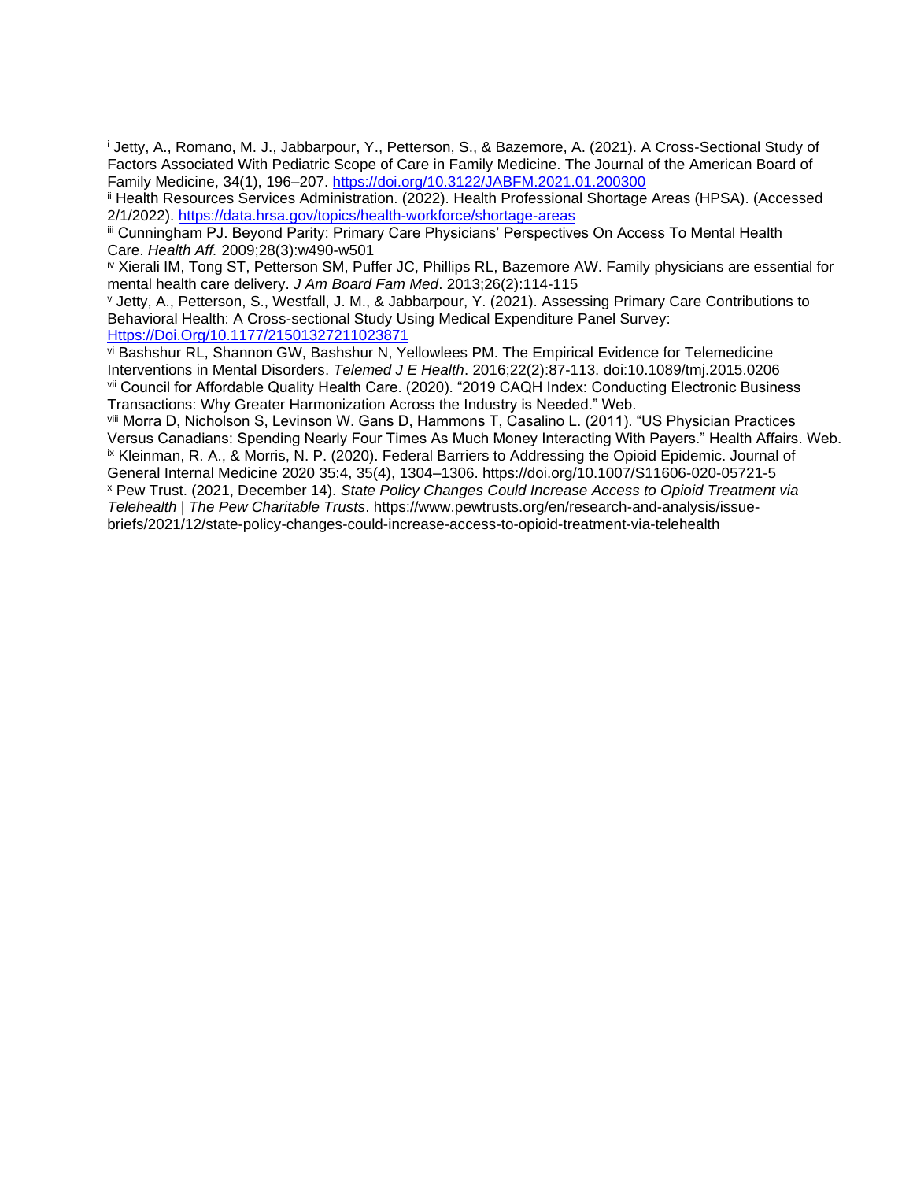[i] Jetty, A., Romano, M. J., Jabbarpour, Y., Petterson, S., & Bazemore, A. (2021). A Cross-Sectional Study of Factors Associated With Pediatric Scope of Care in Family Medicine. The Journal of the American Board of Family Medicine, 34(1), 196–207. https://doi.org/10.3122/JABFM.2021.01.200300

[ii] Health Resources Services Administration. (2022). Health Professional Shortage Areas (HPSA). (Accessed 2/1/2022). https://data.hrsa.gov/topics/health-workforce/shortage-areas

[iii] Cunningham PJ. Beyond Parity: Primary Care Physicians' Perspectives On Access To Mental Health Care. *Health Aff.* 2009;28(3):w490-w501

[iv] Xierali IM, Tong ST, Petterson SM, Puffer JC, Phillips RL, Bazemore AW. Family physicians are essential for mental health care delivery. *J Am Board Fam Med*. 2013;26(2):114-115

[v] Jetty, A., Petterson, S., Westfall, J. M., & Jabbarpour, Y. (2021). Assessing Primary Care Contributions to Behavioral Health: A Cross-sectional Study Using Medical Expenditure Panel Survey: Https://Doi.Org/10.1177/21501327211023871

[vi] Bashshur RL, Shannon GW, Bashshur N, Yellowlees PM. The Empirical Evidence for Telemedicine Interventions in Mental Disorders. *Telemed J E Health*. 2016;22(2):87-113. doi:10.1089/tmj.2015.0206

[vii] Council for Affordable Quality Health Care. (2020). "2019 CAQH Index: Conducting Electronic Business Transactions: Why Greater Harmonization Across the Industry is Needed." Web.

[viii] Morra D, Nicholson S, Levinson W. Gans D, Hammons T, Casalino L. (2011). "US Physician Practices Versus Canadians: Spending Nearly Four Times As Much Money Interacting With Payers." Health Affairs. Web.

[ix] Kleinman, R. A., & Morris, N. P. (2020). Federal Barriers to Addressing the Opioid Epidemic. Journal of General Internal Medicine 2020 35:4, 35(4), 1304–1306. https://doi.org/10.1007/S11606-020-05721-5

[x] Pew Trust. (2021, December 14). *State Policy Changes Could Increase Access to Opioid Treatment via Telehealth | The Pew Charitable Trusts*. https://www.pewtrusts.org/en/research-and-analysis/issue-briefs/2021/12/state-policy-changes-could-increase-access-to-opioid-treatment-via-telehealth